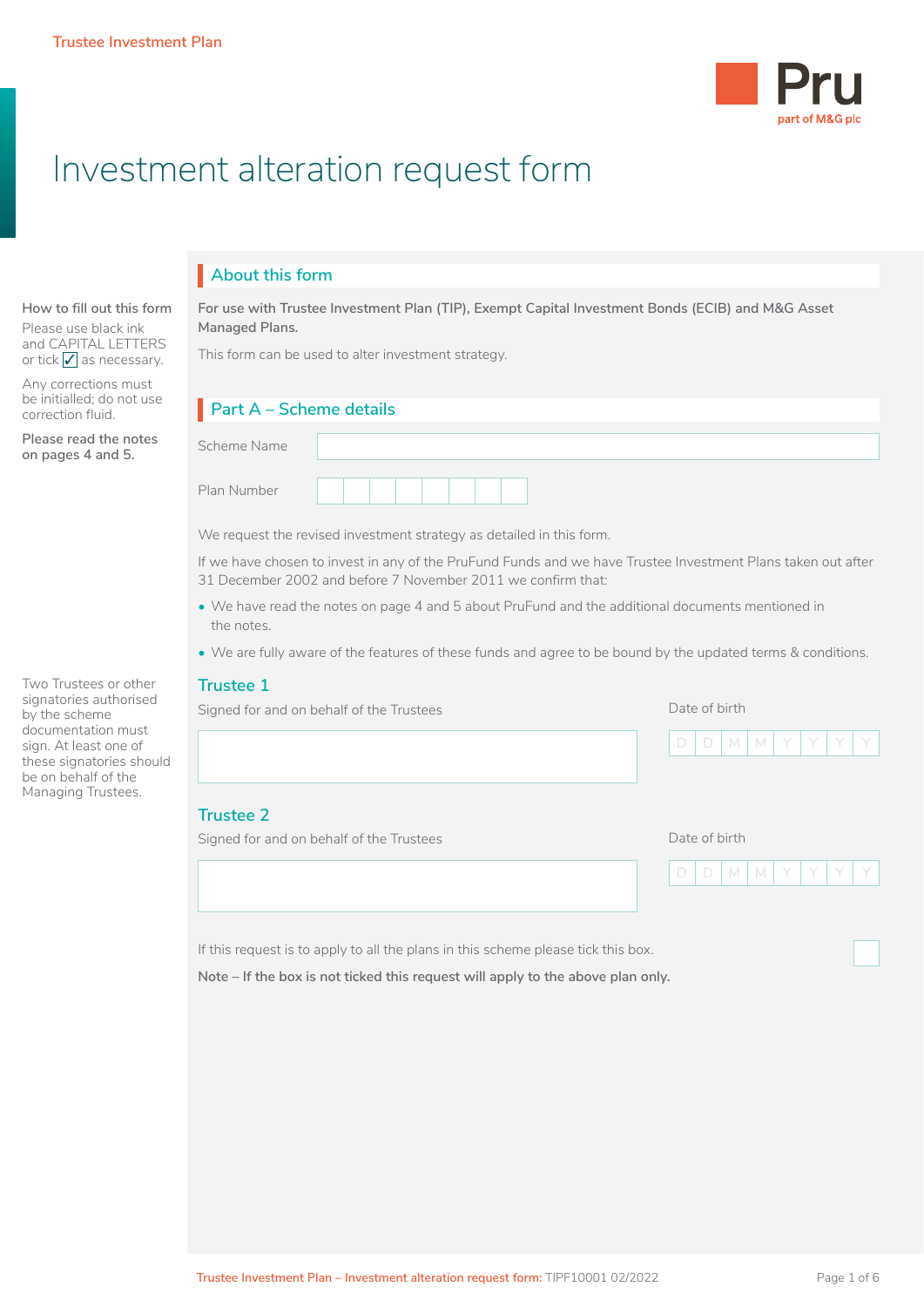Trustee Investment Plan

# Investment alteration request form

How to fill out this form

Please use black ink and CAPITAL LETTERS or tick ☑ as necessary.

Any corrections must be initialled; do not use correction fluid.

**Please read the notes on pages 4 and 5.**

## About this form

**For use with Trustee Investment Plan (TIP), Exempt Capital Investment Bonds (ECIB) and M&G Asset Managed Plans.**

This form can be used to alter investment strategy.

## Part A – Scheme details

Scheme Name

Plan Number

We request the revised investment strategy as detailed in this form.

If we have chosen to invest in any of the PruFund Funds and we have Trustee Investment Plans taken out after 31 December 2002 and before 7 November 2011 we confirm that:

- We have read the notes on page 4 and 5 about PruFund and the additional documents mentioned in the notes.
- We are fully aware of the features of these funds and agree to be bound by the updated terms & conditions.

Two Trustees or other signatories authorised by the scheme documentation must sign. At least one of these signatories should be on behalf of the Managing Trustees.

### Trustee 1

Signed for and on behalf of the Trustees

Date of birth D D M M Y Y Y Y

### Trustee 2

Signed for and on behalf of the Trustees

Date of birth D D M M Y Y Y Y

If this request is to apply to all the plans in this scheme please tick this box. ☐

**Note – If the box is not ticked this request will apply to the above plan only.**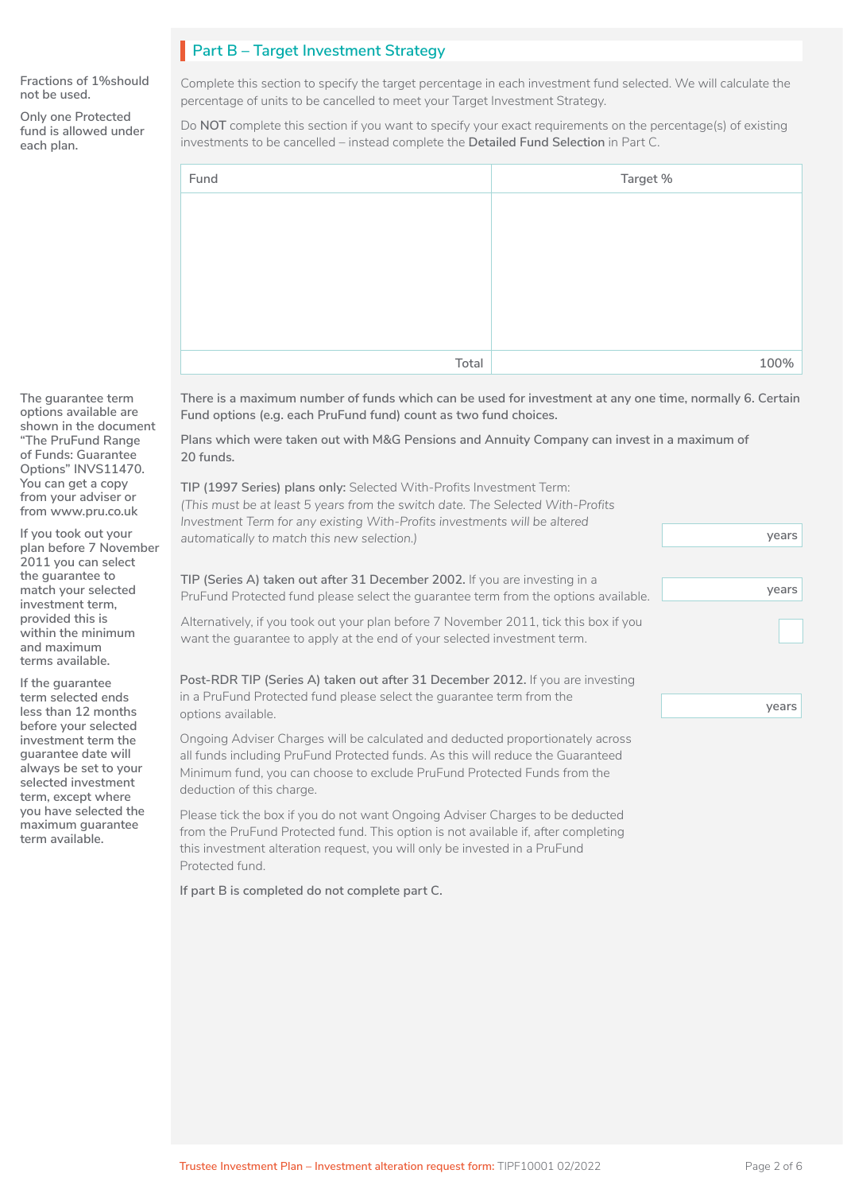## Part B – Target Investment Strategy

**Fractions of 1%should not be used.**

**Only one Protected fund is allowed under each plan.**

Complete this section to specify the target percentage in each investment fund selected. We will calculate the percentage of units to be cancelled to meet your Target Investment Strategy.

Do **NOT** complete this section if you want to specify your exact requirements on the percentage(s) of existing investments to be cancelled – instead complete the **Detailed Fund Selection** in Part C.

| Fund | Target % |
|---|---|
| | |
| Total | 100% |

**There is a maximum number of funds which can be used for investment at any one time, normally 6. Certain Fund options (e.g. each PruFund fund) count as two fund choices.**

**Plans which were taken out with M&G Pensions and Annuity Company can invest in a maximum of 20 funds.**

**The guarantee term options available are shown in the document "The PruFund Range of Funds: Guarantee Options" INVS11470. You can get a copy from your adviser or from www.pru.co.uk**

**If you took out your plan before 7 November 2011 you can select the guarantee to match your selected investment term, provided this is within the minimum and maximum terms available.**

**If the guarantee term selected ends less than 12 months before your selected investment term the guarantee date will always be set to your selected investment term, except where you have selected the maximum guarantee term available.**

**TIP (1997 Series) plans only:** Selected With-Profits Investment Term:
*(This must be at least 5 years from the switch date. The Selected With-Profits Investment Term for any existing With-Profits investments will be altered automatically to match this new selection.)* ______ years

**TIP (Series A) taken out after 31 December 2002.** If you are investing in a PruFund Protected fund please select the guarantee term from the options available. ______ years

Alternatively, if you took out your plan before 7 November 2011, tick this box if you want the guarantee to apply at the end of your selected investment term. ☐

**Post-RDR TIP (Series A) taken out after 31 December 2012.** If you are investing in a PruFund Protected fund please select the guarantee term from the options available. ______ years

Ongoing Adviser Charges will be calculated and deducted proportionately across all funds including PruFund Protected funds. As this will reduce the Guaranteed Minimum fund, you can choose to exclude PruFund Protected Funds from the deduction of this charge.

Please tick the box if you do not want Ongoing Adviser Charges to be deducted from the PruFund Protected fund. This option is not available if, after completing this investment alteration request, you will only be invested in a PruFund Protected fund.

**If part B is completed do not complete part C.**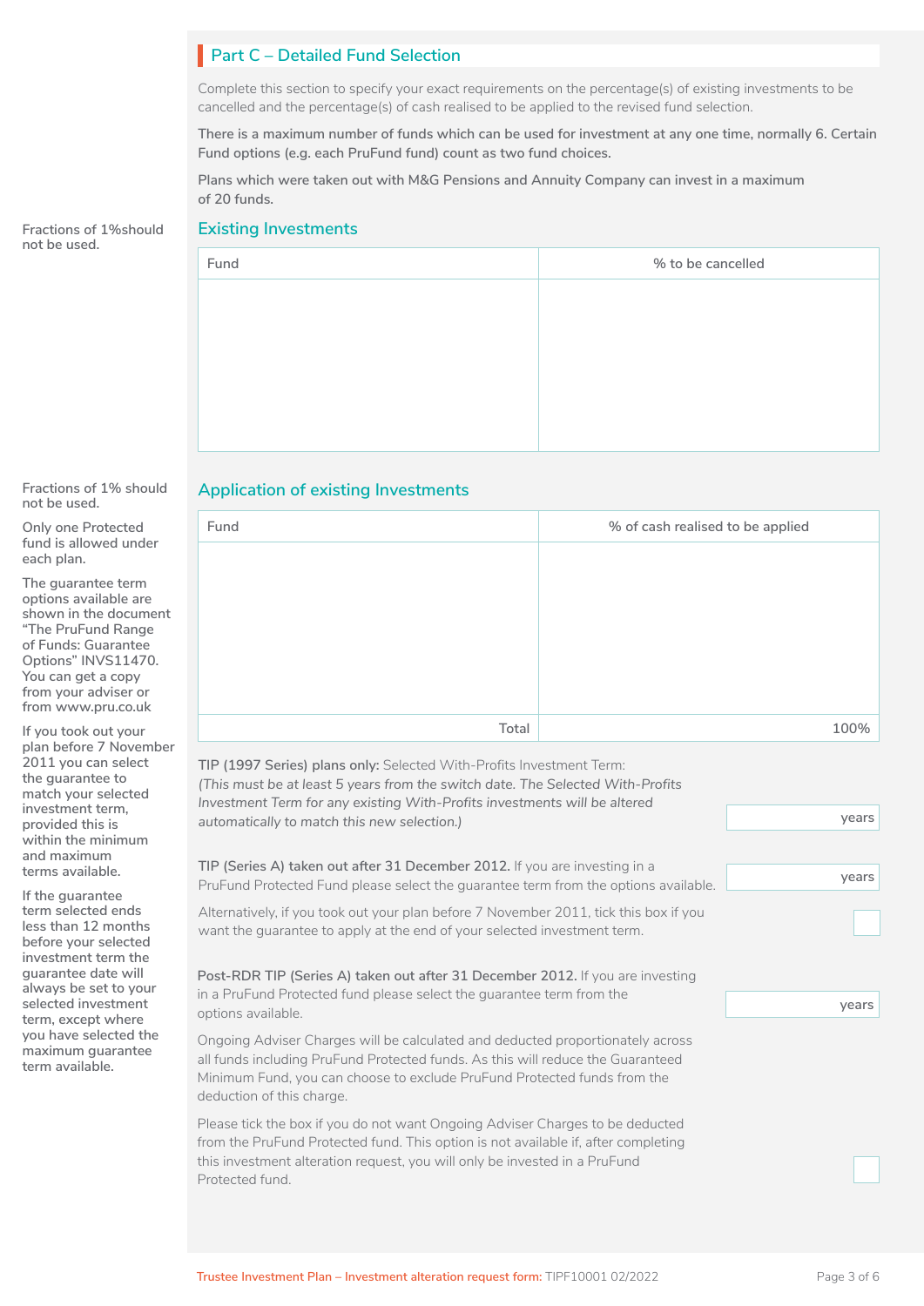## Part C – Detailed Fund Selection

Complete this section to specify your exact requirements on the percentage(s) of existing investments to be cancelled and the percentage(s) of cash realised to be applied to the revised fund selection.

**There is a maximum number of funds which can be used for investment at any one time, normally 6. Certain Fund options (e.g. each PruFund fund) count as two fund choices.**

**Plans which were taken out with M&G Pensions and Annuity Company can invest in a maximum of 20 funds.**

### Existing Investments

Fractions of 1%should not be used.

| Fund | % to be cancelled |
| --- | --- |
| | |

### Application of existing Investments

Fractions of 1% should not be used.

Only one Protected fund is allowed under each plan.

The guarantee term options available are shown in the document "The PruFund Range of Funds: Guarantee Options" INVS11470. You can get a copy from your adviser or from www.pru.co.uk

If you took out your plan before 7 November 2011 you can select the guarantee to match your selected investment term, provided this is within the minimum and maximum terms available.

If the guarantee term selected ends less than 12 months before your selected investment term the guarantee date will always be set to your selected investment term, except where you have selected the maximum guarantee term available.

| Fund | % of cash realised to be applied |
| --- | --- |
| | |
| Total | 100% |

**TIP (1997 Series) plans only:** Selected With-Profits Investment Term:
*(This must be at least 5 years from the switch date. The Selected With-Profits Investment Term for any existing With-Profits investments will be altered automatically to match this new selection.)*

years

**TIP (Series A) taken out after 31 December 2012.** If you are investing in a PruFund Protected Fund please select the guarantee term from the options available.

years

Alternatively, if you took out your plan before 7 November 2011, tick this box if you want the guarantee to apply at the end of your selected investment term. ☐

**Post-RDR TIP (Series A) taken out after 31 December 2012.** If you are investing in a PruFund Protected fund please select the guarantee term from the options available.

years

Ongoing Adviser Charges will be calculated and deducted proportionately across all funds including PruFund Protected funds. As this will reduce the Guaranteed Minimum Fund, you can choose to exclude PruFund Protected funds from the deduction of this charge.

Please tick the box if you do not want Ongoing Adviser Charges to be deducted from the PruFund Protected fund. This option is not available if, after completing this investment alteration request, you will only be invested in a PruFund Protected fund. ☐

Trustee Investment Plan – Investment alteration request form: TIPF10001 02/2022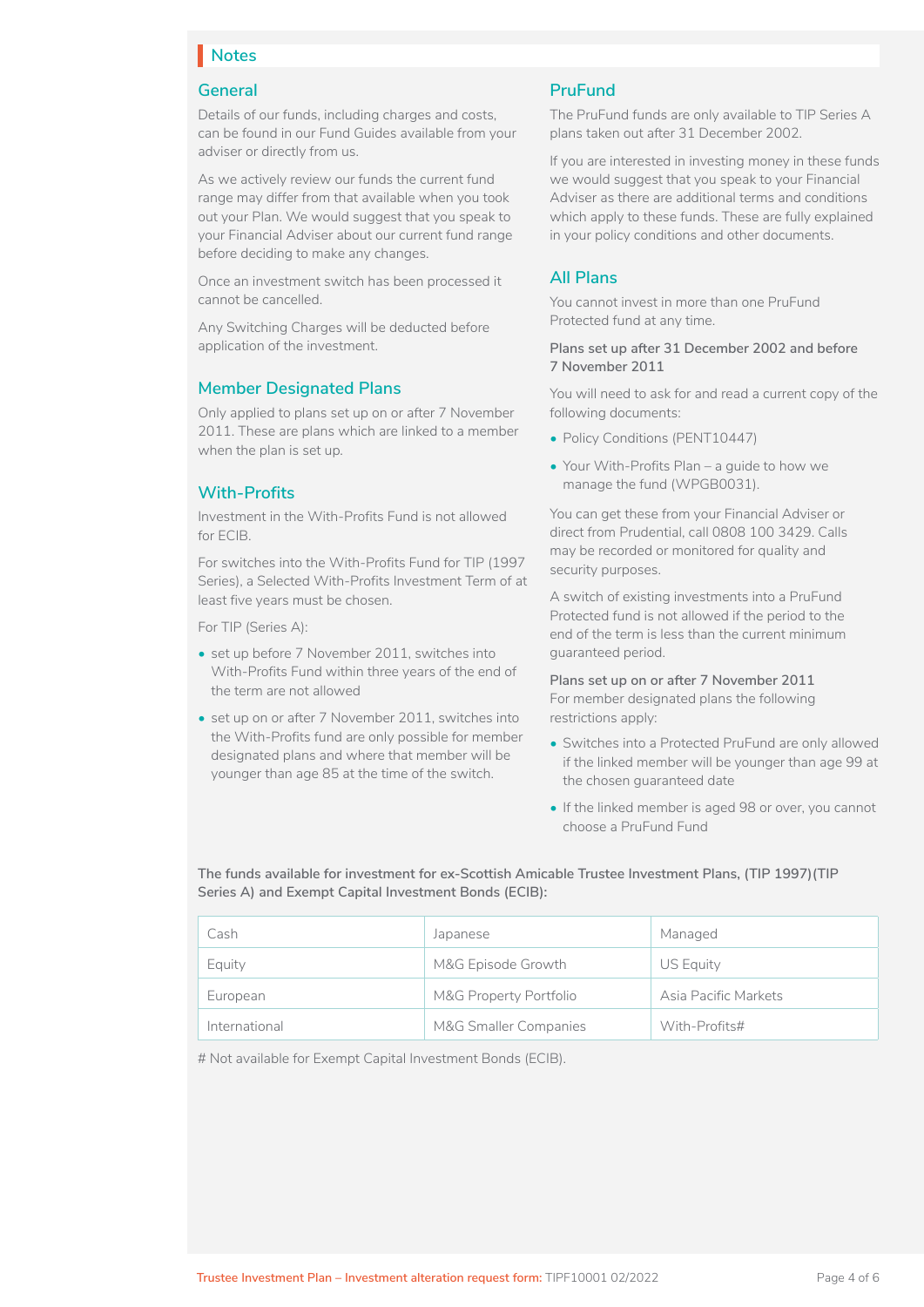## Notes

### General

Details of our funds, including charges and costs, can be found in our Fund Guides available from your adviser or directly from us.

As we actively review our funds the current fund range may differ from that available when you took out your Plan. We would suggest that you speak to your Financial Adviser about our current fund range before deciding to make any changes.

Once an investment switch has been processed it cannot be cancelled.

Any Switching Charges will be deducted before application of the investment.

### Member Designated Plans

Only applied to plans set up on or after 7 November 2011. These are plans which are linked to a member when the plan is set up.

### With-Profits

Investment in the With-Profits Fund is not allowed for ECIB.

For switches into the With-Profits Fund for TIP (1997 Series), a Selected With-Profits Investment Term of at least five years must be chosen.

For TIP (Series A):

- set up before 7 November 2011, switches into With-Profits Fund within three years of the end of the term are not allowed
- set up on or after 7 November 2011, switches into the With-Profits fund are only possible for member designated plans and where that member will be younger than age 85 at the time of the switch.

### PruFund

The PruFund funds are only available to TIP Series A plans taken out after 31 December 2002.

If you are interested in investing money in these funds we would suggest that you speak to your Financial Adviser as there are additional terms and conditions which apply to these funds. These are fully explained in your policy conditions and other documents.

### All Plans

You cannot invest in more than one PruFund Protected fund at any time.

**Plans set up after 31 December 2002 and before 7 November 2011**

You will need to ask for and read a current copy of the following documents:

- Policy Conditions (PENT10447)
- Your With-Profits Plan – a guide to how we manage the fund (WPGB0031).

You can get these from your Financial Adviser or direct from Prudential, call 0808 100 3429. Calls may be recorded or monitored for quality and security purposes.

A switch of existing investments into a PruFund Protected fund is not allowed if the period to the end of the term is less than the current minimum guaranteed period.

**Plans set up on or after 7 November 2011**
For member designated plans the following restrictions apply:

- Switches into a Protected PruFund are only allowed if the linked member will be younger than age 99 at the chosen guaranteed date
- If the linked member is aged 98 or over, you cannot choose a PruFund Fund

**The funds available for investment for ex-Scottish Amicable Trustee Investment Plans, (TIP 1997)(TIP Series A) and Exempt Capital Investment Bonds (ECIB):**

| | | |
|---|---|---|
| Cash | Japanese | Managed |
| Equity | M&G Episode Growth | US Equity |
| European | M&G Property Portfolio | Asia Pacific Markets |
| International | M&G Smaller Companies | With-Profits# |

# Not available for Exempt Capital Investment Bonds (ECIB).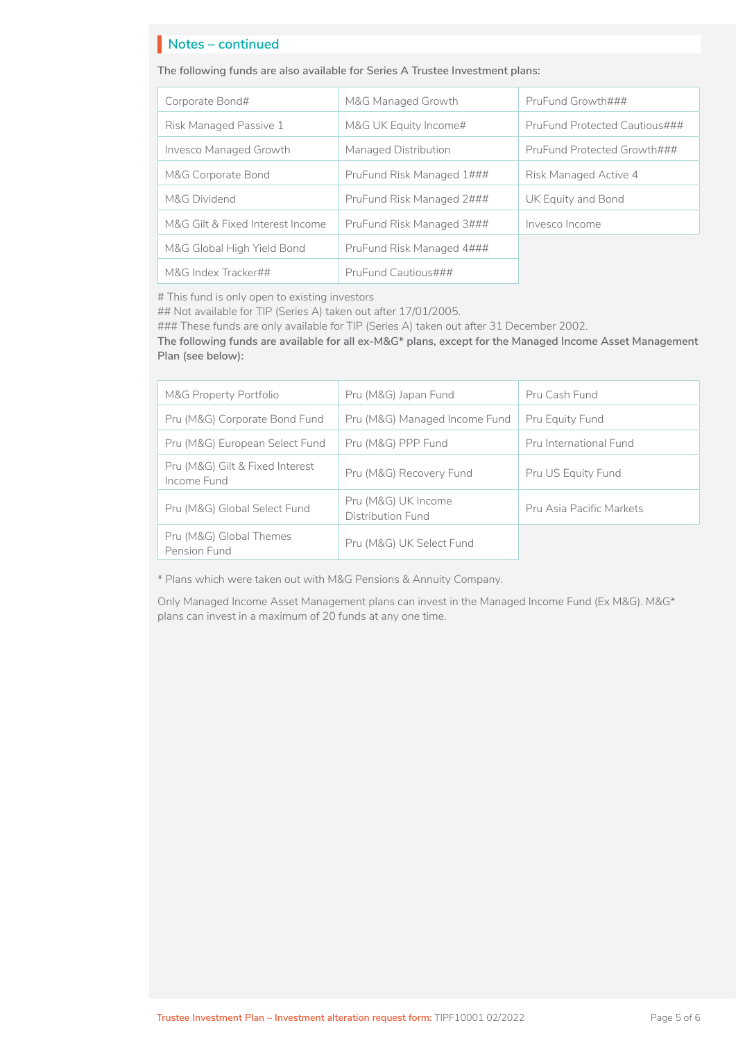## Notes – continued

**The following funds are also available for Series A Trustee Investment plans:**

| | | |
|---|---|---|
| Corporate Bond# | M&G Managed Growth | PruFund Growth### |
| Risk Managed Passive 1 | M&G UK Equity Income# | PruFund Protected Cautious### |
| Invesco Managed Growth | Managed Distribution | PruFund Protected Growth### |
| M&G Corporate Bond | PruFund Risk Managed 1### | Risk Managed Active 4 |
| M&G Dividend | PruFund Risk Managed 2### | UK Equity and Bond |
| M&G Gilt & Fixed Interest Income | PruFund Risk Managed 3### | Invesco Income |
| M&G Global High Yield Bond | PruFund Risk Managed 4### | |
| M&G Index Tracker## | PruFund Cautious### | |

# This fund is only open to existing investors
## Not available for TIP (Series A) taken out after 17/01/2005.
### These funds are only available for TIP (Series A) taken out after 31 December 2002.

**The following funds are available for all ex-M&G* plans, except for the Managed Income Asset Management Plan (see below):**

| | | |
|---|---|---|
| M&G Property Portfolio | Pru (M&G) Japan Fund | Pru Cash Fund |
| Pru (M&G) Corporate Bond Fund | Pru (M&G) Managed Income Fund | Pru Equity Fund |
| Pru (M&G) European Select Fund | Pru (M&G) PPP Fund | Pru International Fund |
| Pru (M&G) Gilt & Fixed Interest Income Fund | Pru (M&G) Recovery Fund | Pru US Equity Fund |
| Pru (M&G) Global Select Fund | Pru (M&G) UK Income Distribution Fund | Pru Asia Pacific Markets |
| Pru (M&G) Global Themes Pension Fund | Pru (M&G) UK Select Fund | |

* Plans which were taken out with M&G Pensions & Annuity Company.

Only Managed Income Asset Management plans can invest in the Managed Income Fund (Ex M&G). M&G* plans can invest in a maximum of 20 funds at any one time.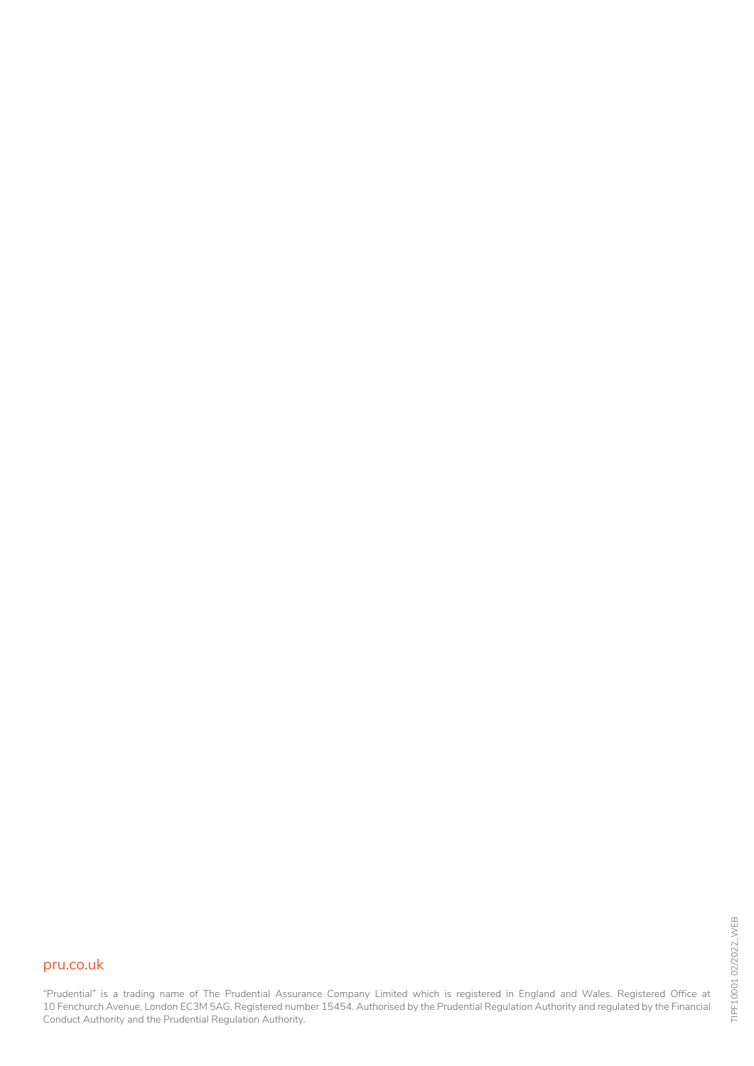pru.co.uk

"Prudential" is a trading name of The Prudential Assurance Company Limited which is registered in England and Wales. Registered Office at 10 Fenchurch Avenue, London EC3M 5AG. Registered number 15454. Authorised by the Prudential Regulation Authority and regulated by the Financial Conduct Authority and the Prudential Regulation Authority.

TIPF10001 02/2022_WEB